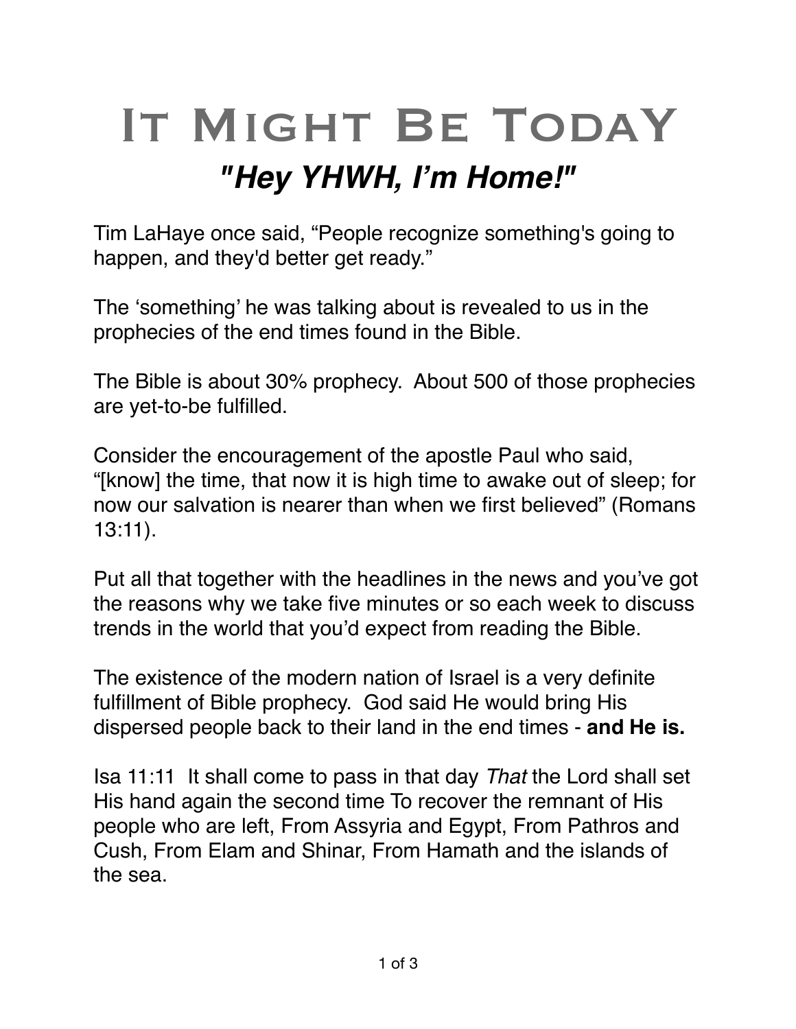# It Might Be TodaY

## *"Hey YHWH, I'm Home!"*

Tim LaHaye once said, "People recognize something's going to happen, and they'd better get ready."

The 'something' he was talking about is revealed to us in the prophecies of the end times found in the Bible.

The Bible is about 30% prophecy. About 500 of those prophecies are yet-to-be fulfilled.

Consider the encouragement of the apostle Paul who said, "[know] the time, that now it is high time to awake out of sleep; for now our salvation is nearer than when we first believed" (Romans 13:11).

Put all that together with the headlines in the news and you've got the reasons why we take five minutes or so each week to discuss trends in the world that you'd expect from reading the Bible.

The existence of the modern nation of Israel is a very definite fulfillment of Bible prophecy. God said He would bring His dispersed people back to their land in the end times - **and He is.**

Isa 11:11 It shall come to pass in that day *That* the Lord shall set His hand again the second time To recover the remnant of His people who are left, From Assyria and Egypt, From Pathros and Cush, From Elam and Shinar, From Hamath and the islands of the sea.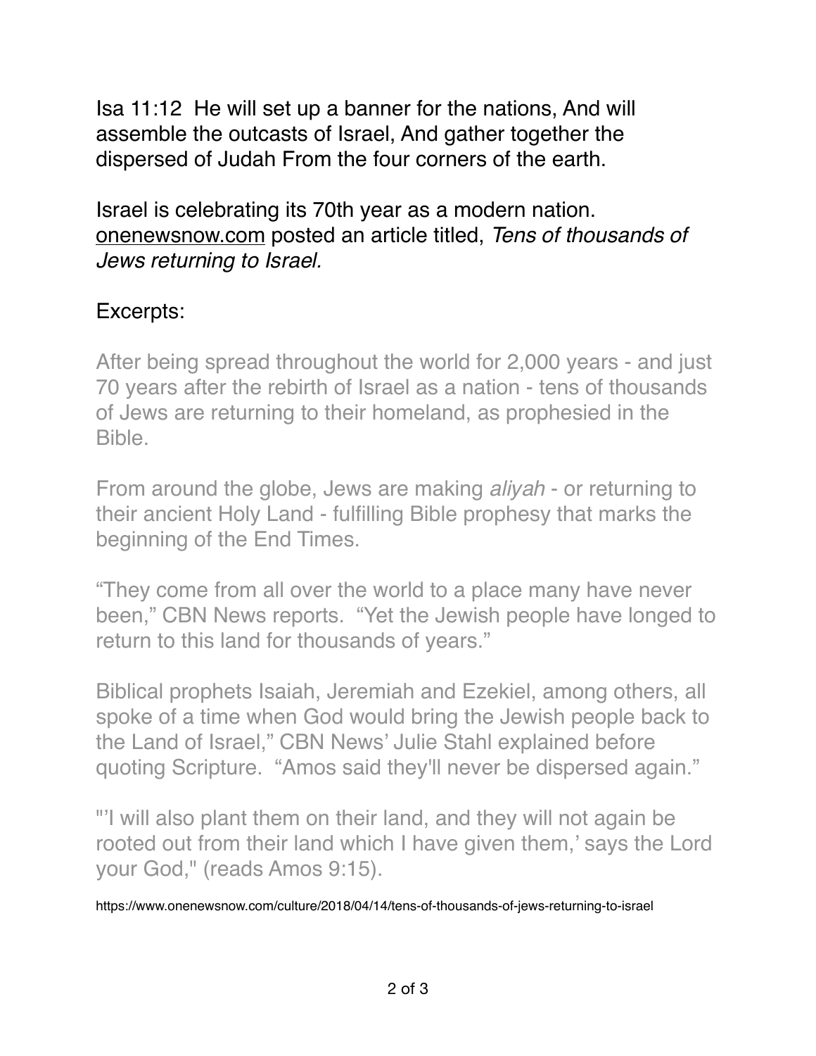Isa 11:12  He will set up a banner for the nations, And will assemble the outcasts of Israel, And gather together the dispersed of Judah From the four corners of the earth.

Israel is celebrating its 70th year as a modern nation. onenewsnow.com posted an article titled, *Tens of thousands of Jews returning to Israel.*

Excerpts:

After being spread throughout the world for 2,000 years - and just 70 years after the rebirth of Israel as a nation - tens of thousands of Jews are returning to their homeland, as prophesied in the Bible.

From around the globe, Jews are making *aliyah* - or returning to their ancient Holy Land - fulfilling Bible prophesy that marks the beginning of the End Times.

“They come from all over the world to a place many have never been,” CBN News reports.  “Yet the Jewish people have longed to return to this land for thousands of years.”

Biblical prophets Isaiah, Jeremiah and Ezekiel, among others, all spoke of a time when God would bring the Jewish people back to the Land of Israel,” CBN News’ Julie Stahl explained before quoting Scripture.  “Amos said they'll never be dispersed again.”

"’I will also plant them on their land, and they will not again be rooted out from their land which I have given them,’ says the Lord your God," (reads Amos 9:15).

https://www.onenewsnow.com/culture/2018/04/14/tens-of-thousands-of-jews-returning-to-israel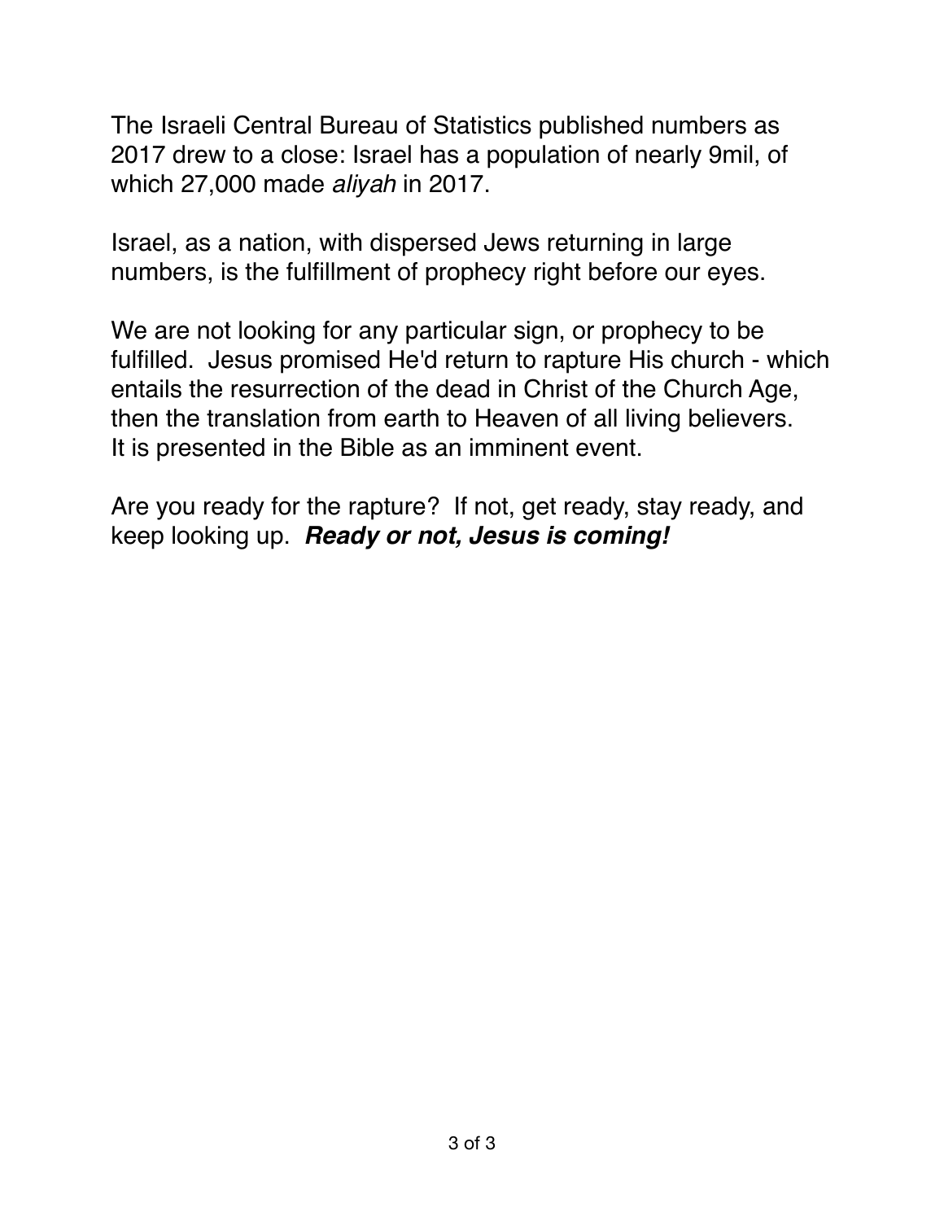The Israeli Central Bureau of Statistics published numbers as 2017 drew to a close: Israel has a population of nearly 9mil, of which 27,000 made *aliyah* in 2017.

Israel, as a nation, with dispersed Jews returning in large numbers, is the fulfillment of prophecy right before our eyes.

We are not looking for any particular sign, or prophecy to be fulfilled. Jesus promised He'd return to rapture His church - which entails the resurrection of the dead in Christ of the Church Age, then the translation from earth to Heaven of all living believers. It is presented in the Bible as an imminent event.

Are you ready for the rapture? If not, get ready, stay ready, and keep looking up. ***Ready or not, Jesus is coming!***